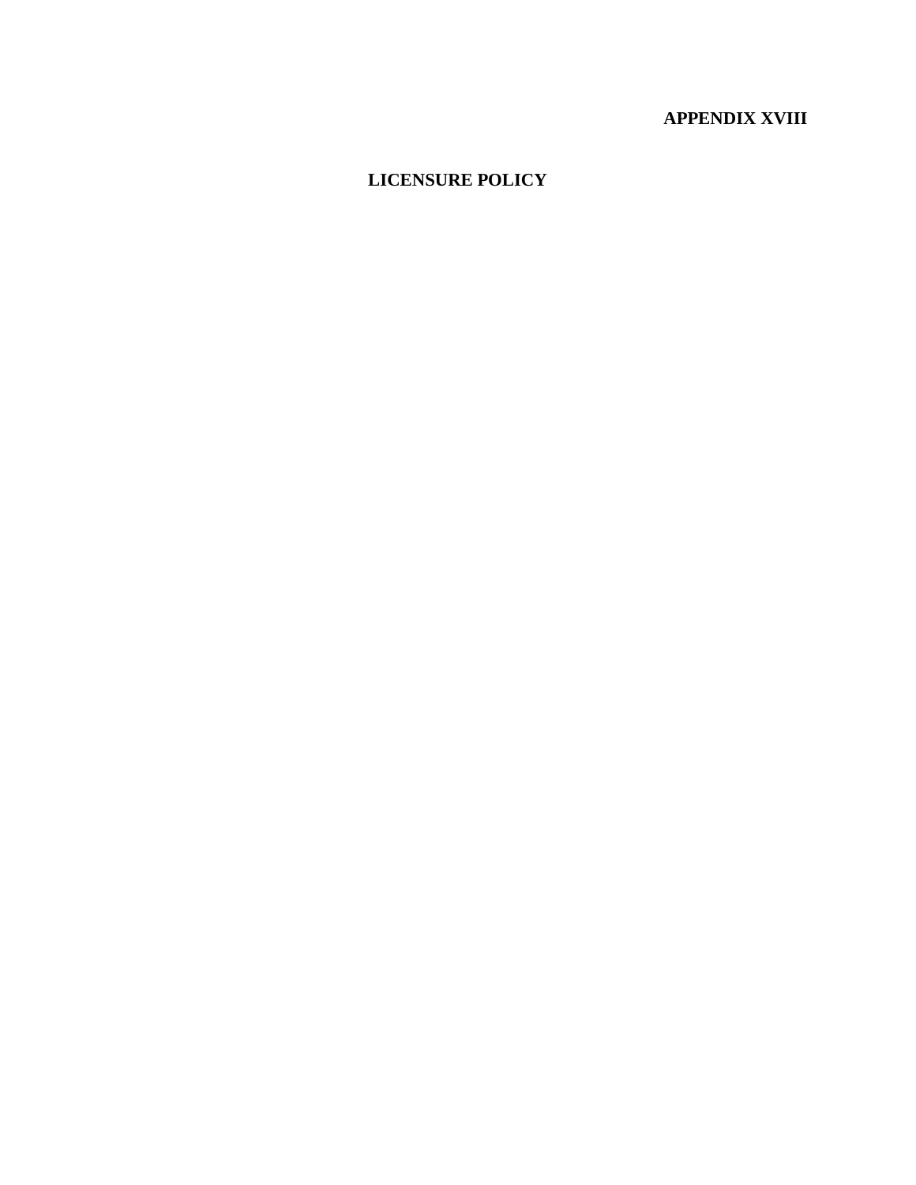**APPENDIX XVIII**

# LICENSURE POLICY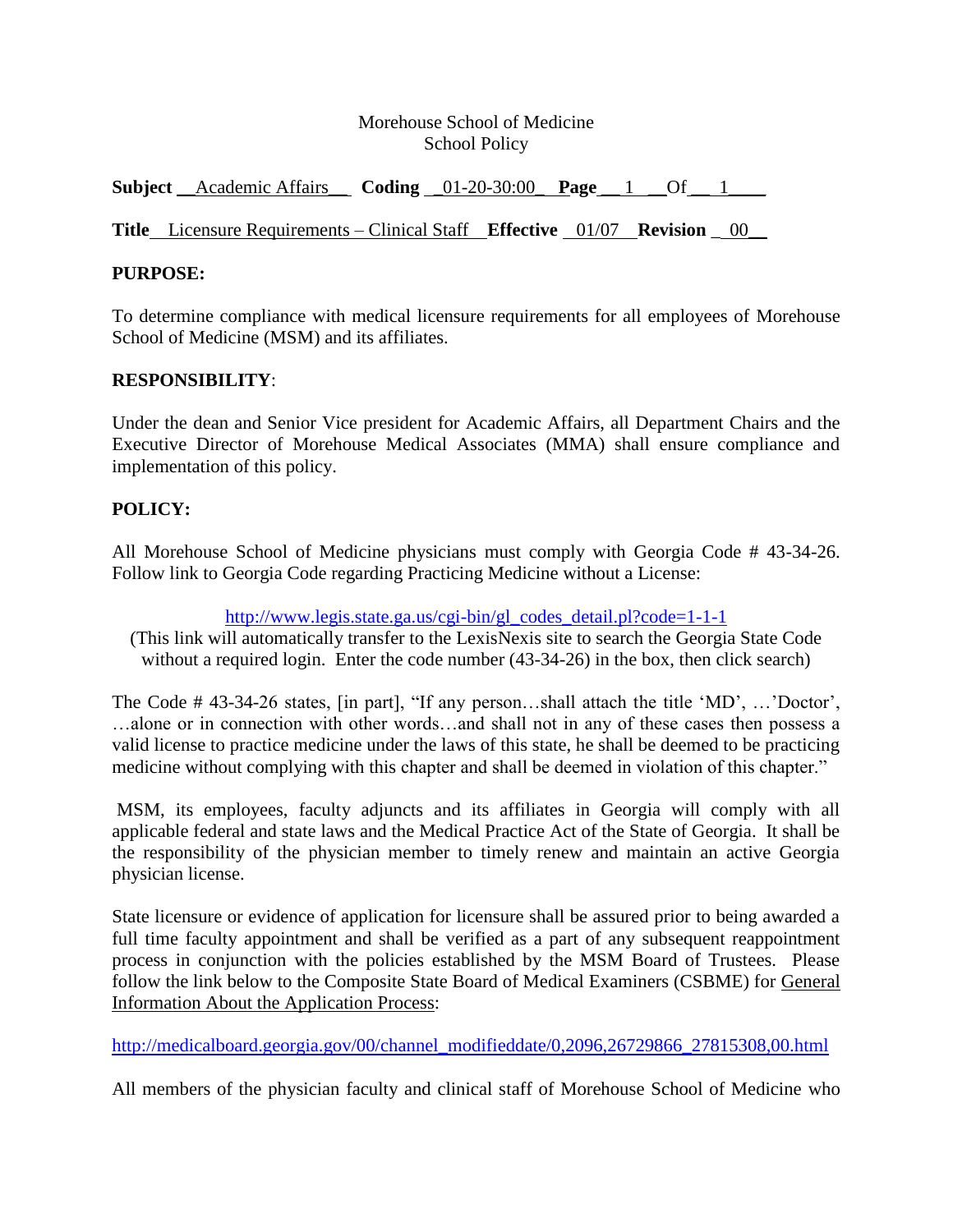Morehouse School of Medicine
School Policy

**Subject** Academic Affairs **Coding** 01-20-30:00 **Page** 1 Of 1

**Title** Licensure Requirements – Clinical Staff **Effective** 01/07 **Revision** 00

**PURPOSE:**

To determine compliance with medical licensure requirements for all employees of Morehouse School of Medicine (MSM) and its affiliates.

**RESPONSIBILITY**:

Under the dean and Senior Vice president for Academic Affairs, all Department Chairs and the Executive Director of Morehouse Medical Associates (MMA) shall ensure compliance and implementation of this policy.

**POLICY:**

All Morehouse School of Medicine physicians must comply with Georgia Code # 43-34-26. Follow link to Georgia Code regarding Practicing Medicine without a License:

http://www.legis.state.ga.us/cgi-bin/gl_codes_detail.pl?code=1-1-1

(This link will automatically transfer to the LexisNexis site to search the Georgia State Code without a required login. Enter the code number (43-34-26) in the box, then click search)

The Code # 43-34-26 states, [in part], "If any person…shall attach the title 'MD', …'Doctor', …alone or in connection with other words…and shall not in any of these cases then possess a valid license to practice medicine under the laws of this state, he shall be deemed to be practicing medicine without complying with this chapter and shall be deemed in violation of this chapter."

MSM, its employees, faculty adjuncts and its affiliates in Georgia will comply with all applicable federal and state laws and the Medical Practice Act of the State of Georgia. It shall be the responsibility of the physician member to timely renew and maintain an active Georgia physician license.

State licensure or evidence of application for licensure shall be assured prior to being awarded a full time faculty appointment and shall be verified as a part of any subsequent reappointment process in conjunction with the policies established by the MSM Board of Trustees. Please follow the link below to the Composite State Board of Medical Examiners (CSBME) for General Information About the Application Process:

http://medicalboard.georgia.gov/00/channel_modifieddate/0,2096,26729866_27815308,00.html

All members of the physician faculty and clinical staff of Morehouse School of Medicine who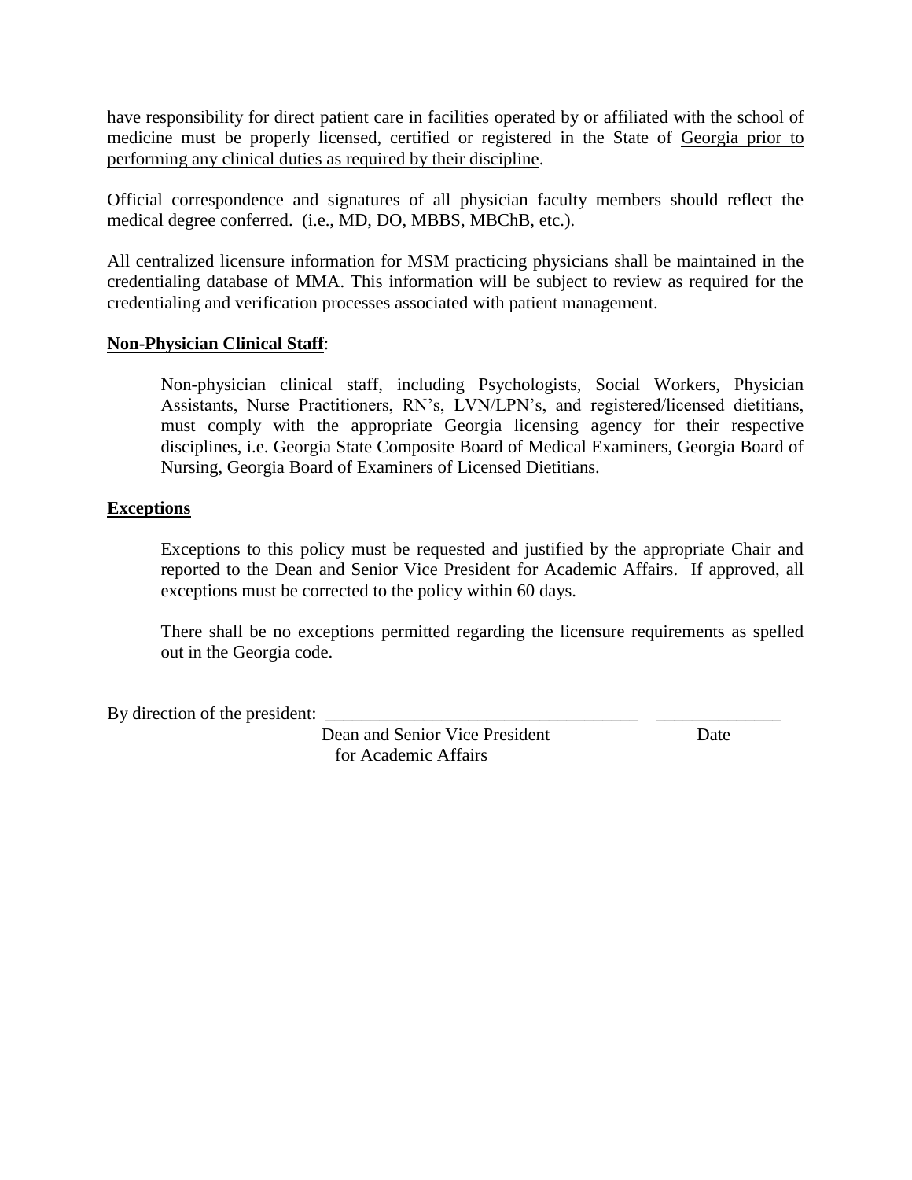have responsibility for direct patient care in facilities operated by or affiliated with the school of medicine must be properly licensed, certified or registered in the State of Georgia prior to performing any clinical duties as required by their discipline.

Official correspondence and signatures of all physician faculty members should reflect the medical degree conferred. (i.e., MD, DO, MBBS, MBChB, etc.).

All centralized licensure information for MSM practicing physicians shall be maintained in the credentialing database of MMA. This information will be subject to review as required for the credentialing and verification processes associated with patient management.

**Non-Physician Clinical Staff**:

Non-physician clinical staff, including Psychologists, Social Workers, Physician Assistants, Nurse Practitioners, RN's, LVN/LPN's, and registered/licensed dietitians, must comply with the appropriate Georgia licensing agency for their respective disciplines, i.e. Georgia State Composite Board of Medical Examiners, Georgia Board of Nursing, Georgia Board of Examiners of Licensed Dietitians.

**Exceptions**

Exceptions to this policy must be requested and justified by the appropriate Chair and reported to the Dean and Senior Vice President for Academic Affairs. If approved, all exceptions must be corrected to the policy within 60 days.

There shall be no exceptions permitted regarding the licensure requirements as spelled out in the Georgia code.

By direction of the president: ___________________________________ ______________

Dean and Senior Vice President for Academic Affairs — Date